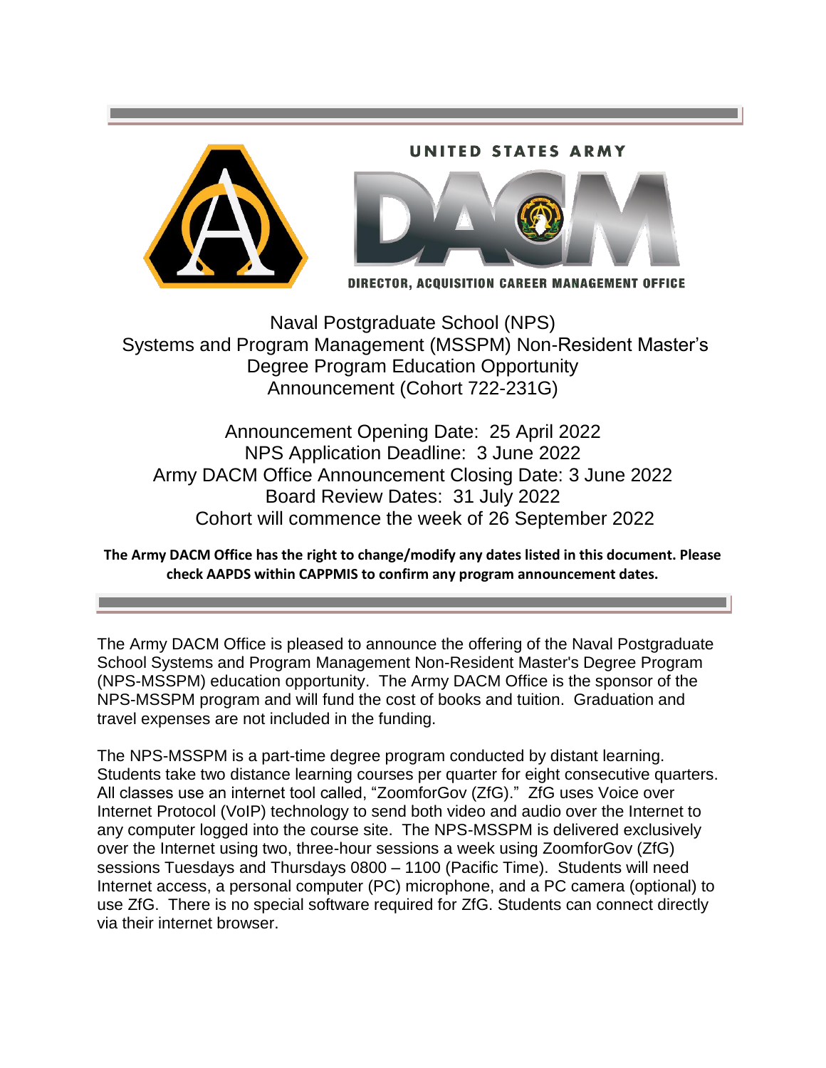UNITED STATES ARMY

DACM

DIRECTOR, ACQUISITION CAREER MANAGEMENT OFFICE

# Naval Postgraduate School (NPS) Systems and Program Management (MSSPM) Non-Resident Master's Degree Program Education Opportunity Announcement (Cohort 722-231G)

Announcement Opening Date: 25 April 2022
NPS Application Deadline: 3 June 2022
Army DACM Office Announcement Closing Date: 3 June 2022
Board Review Dates: 31 July 2022
Cohort will commence the week of 26 September 2022

**The Army DACM Office has the right to change/modify any dates listed in this document. Please check AAPDS within CAPPMIS to confirm any program announcement dates.**

The Army DACM Office is pleased to announce the offering of the Naval Postgraduate School Systems and Program Management Non-Resident Master's Degree Program (NPS-MSSPM) education opportunity. The Army DACM Office is the sponsor of the NPS-MSSPM program and will fund the cost of books and tuition. Graduation and travel expenses are not included in the funding.

The NPS-MSSPM is a part-time degree program conducted by distant learning. Students take two distance learning courses per quarter for eight consecutive quarters. All classes use an internet tool called, "ZoomforGov (ZfG)." ZfG uses Voice over Internet Protocol (VoIP) technology to send both video and audio over the Internet to any computer logged into the course site. The NPS-MSSPM is delivered exclusively over the Internet using two, three-hour sessions a week using ZoomforGov (ZfG) sessions Tuesdays and Thursdays 0800 – 1100 (Pacific Time). Students will need Internet access, a personal computer (PC) microphone, and a PC camera (optional) to use ZfG. There is no special software required for ZfG. Students can connect directly via their internet browser.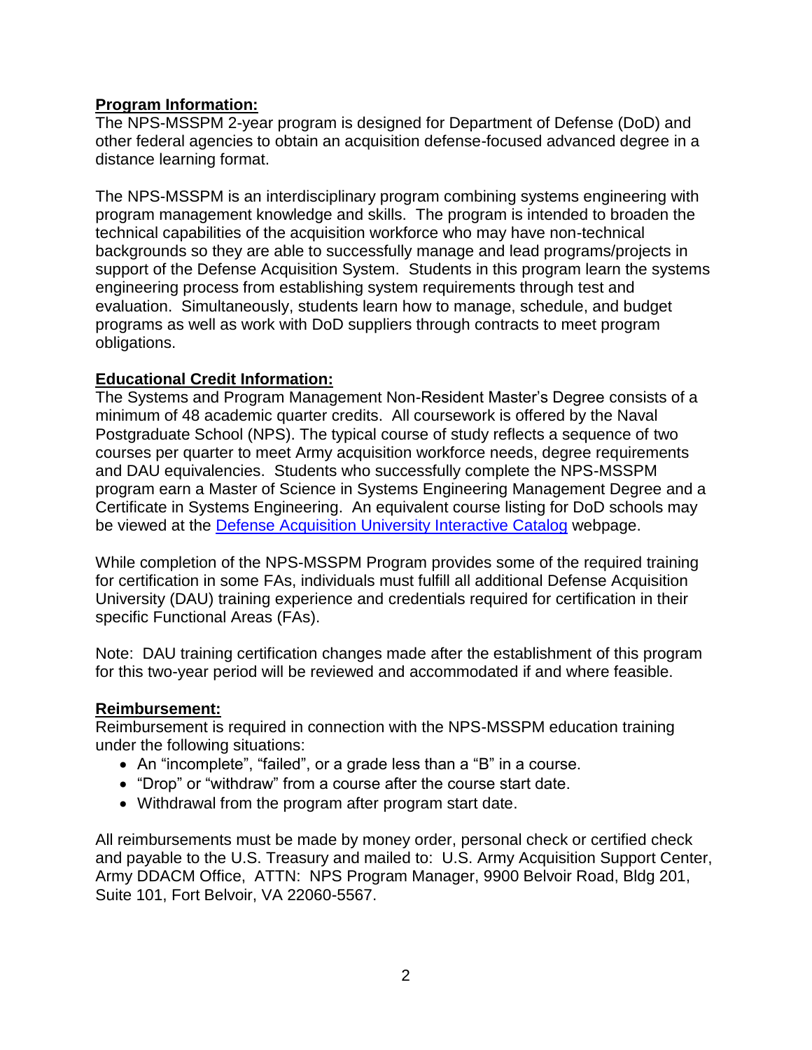**Program Information:**

The NPS-MSSPM 2-year program is designed for Department of Defense (DoD) and other federal agencies to obtain an acquisition defense-focused advanced degree in a distance learning format.

The NPS-MSSPM is an interdisciplinary program combining systems engineering with program management knowledge and skills. The program is intended to broaden the technical capabilities of the acquisition workforce who may have non-technical backgrounds so they are able to successfully manage and lead programs/projects in support of the Defense Acquisition System. Students in this program learn the systems engineering process from establishing system requirements through test and evaluation. Simultaneously, students learn how to manage, schedule, and budget programs as well as work with DoD suppliers through contracts to meet program obligations.

**Educational Credit Information:**

The Systems and Program Management Non-Resident Master's Degree consists of a minimum of 48 academic quarter credits. All coursework is offered by the Naval Postgraduate School (NPS). The typical course of study reflects a sequence of two courses per quarter to meet Army acquisition workforce needs, degree requirements and DAU equivalencies. Students who successfully complete the NPS-MSSPM program earn a Master of Science in Systems Engineering Management Degree and a Certificate in Systems Engineering. An equivalent course listing for DoD schools may be viewed at the Defense Acquisition University Interactive Catalog webpage.

While completion of the NPS-MSSPM Program provides some of the required training for certification in some FAs, individuals must fulfill all additional Defense Acquisition University (DAU) training experience and credentials required for certification in their specific Functional Areas (FAs).

Note: DAU training certification changes made after the establishment of this program for this two-year period will be reviewed and accommodated if and where feasible.

**Reimbursement:**

Reimbursement is required in connection with the NPS-MSSPM education training under the following situations:

- An "incomplete", "failed", or a grade less than a "B" in a course.
- "Drop" or "withdraw" from a course after the course start date.
- Withdrawal from the program after program start date.

All reimbursements must be made by money order, personal check or certified check and payable to the U.S. Treasury and mailed to: U.S. Army Acquisition Support Center, Army DDACM Office, ATTN: NPS Program Manager, 9900 Belvoir Road, Bldg 201, Suite 101, Fort Belvoir, VA 22060-5567.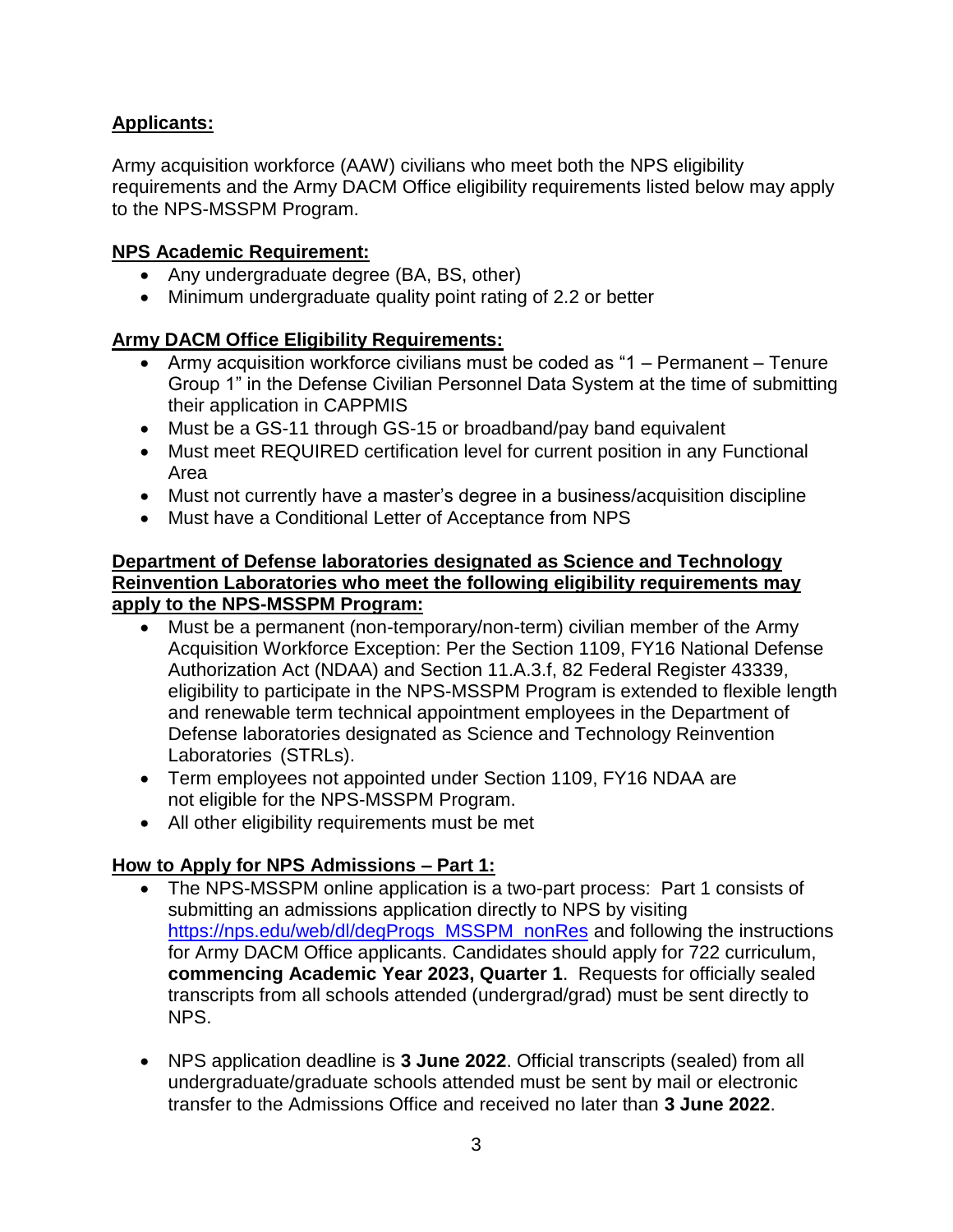**Applicants:**

Army acquisition workforce (AAW) civilians who meet both the NPS eligibility requirements and the Army DACM Office eligibility requirements listed below may apply to the NPS-MSSPM Program.

**NPS Academic Requirement:**

- Any undergraduate degree (BA, BS, other)
- Minimum undergraduate quality point rating of 2.2 or better

**Army DACM Office Eligibility Requirements:**

- Army acquisition workforce civilians must be coded as "1 – Permanent – Tenure Group 1" in the Defense Civilian Personnel Data System at the time of submitting their application in CAPPMIS
- Must be a GS-11 through GS-15 or broadband/pay band equivalent
- Must meet REQUIRED certification level for current position in any Functional Area
- Must not currently have a master's degree in a business/acquisition discipline
- Must have a Conditional Letter of Acceptance from NPS

**Department of Defense laboratories designated as Science and Technology Reinvention Laboratories who meet the following eligibility requirements may apply to the NPS-MSSPM Program:**

- Must be a permanent (non-temporary/non-term) civilian member of the Army Acquisition Workforce Exception: Per the Section 1109, FY16 National Defense Authorization Act (NDAA) and Section 11.A.3.f, 82 Federal Register 43339, eligibility to participate in the NPS-MSSPM Program is extended to flexible length and renewable term technical appointment employees in the Department of Defense laboratories designated as Science and Technology Reinvention Laboratories (STRLs).
- Term employees not appointed under Section 1109, FY16 NDAA are not eligible for the NPS-MSSPM Program.
- All other eligibility requirements must be met

**How to Apply for NPS Admissions – Part 1:**

- The NPS-MSSPM online application is a two-part process: Part 1 consists of submitting an admissions application directly to NPS by visiting [https://nps.edu/web/dl/degProgs_MSSPM_nonRes](https://nps.edu/web/dl/degProgs_MSSPM_nonRes) and following the instructions for Army DACM Office applicants. Candidates should apply for 722 curriculum, **commencing Academic Year 2023, Quarter 1**. Requests for officially sealed transcripts from all schools attended (undergrad/grad) must be sent directly to NPS.

- NPS application deadline is **3 June 2022**. Official transcripts (sealed) from all undergraduate/graduate schools attended must be sent by mail or electronic transfer to the Admissions Office and received no later than **3 June 2022**.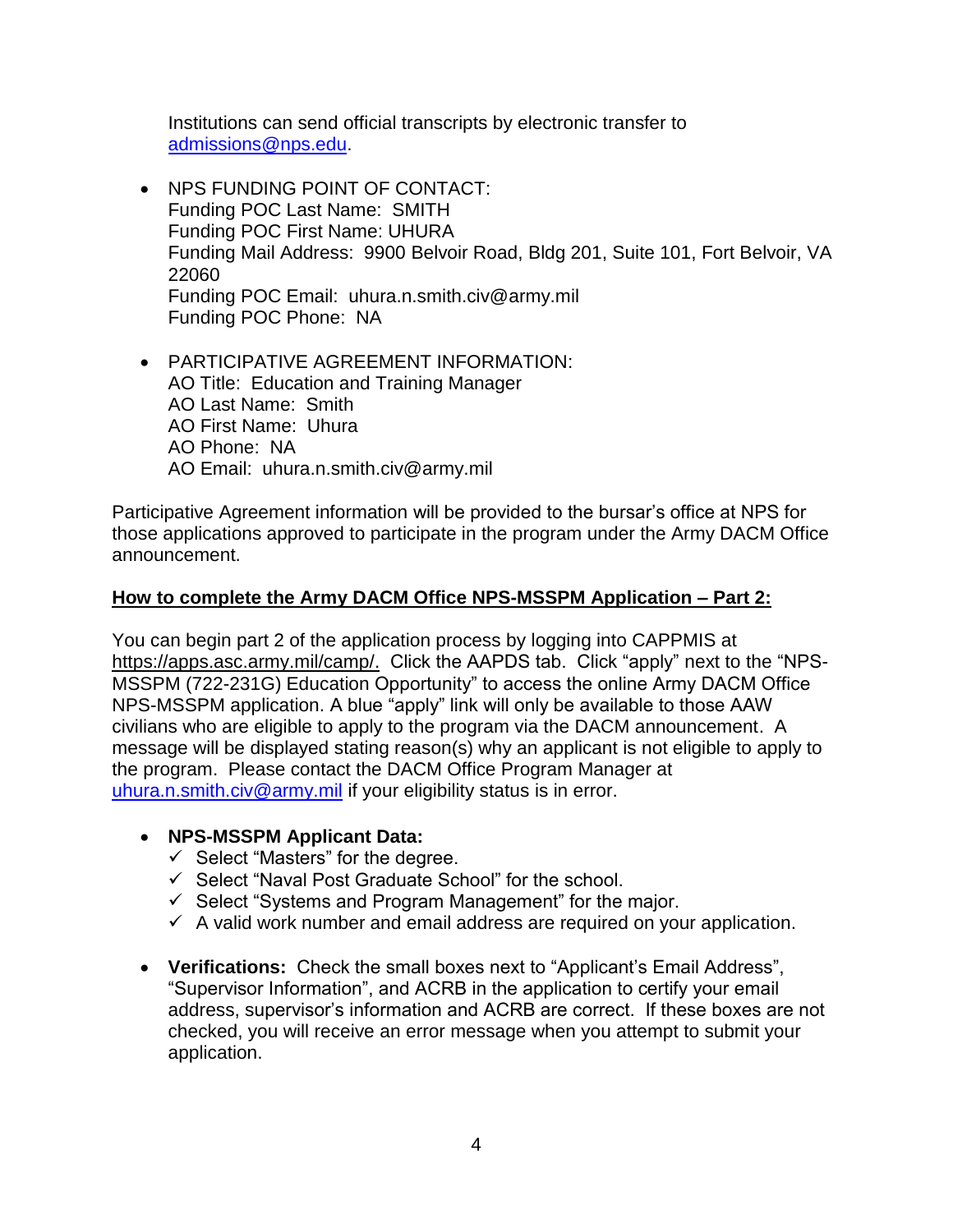Institutions can send official transcripts by electronic transfer to admissions@nps.edu.

- NPS FUNDING POINT OF CONTACT:
  Funding POC Last Name: SMITH
  Funding POC First Name: UHURA
  Funding Mail Address: 9900 Belvoir Road, Bldg 201, Suite 101, Fort Belvoir, VA 22060
  Funding POC Email: uhura.n.smith.civ@army.mil
  Funding POC Phone: NA

- PARTICIPATIVE AGREEMENT INFORMATION:
  AO Title: Education and Training Manager
  AO Last Name: Smith
  AO First Name: Uhura
  AO Phone: NA
  AO Email: uhura.n.smith.civ@army.mil

Participative Agreement information will be provided to the bursar's office at NPS for those applications approved to participate in the program under the Army DACM Office announcement.

**How to complete the Army DACM Office NPS-MSSPM Application – Part 2:**

You can begin part 2 of the application process by logging into CAPPMIS at https://apps.asc.army.mil/camp/. Click the AAPDS tab. Click "apply" next to the "NPS-MSSPM (722-231G) Education Opportunity" to access the online Army DACM Office NPS-MSSPM application. A blue "apply" link will only be available to those AAW civilians who are eligible to apply to the program via the DACM announcement. A message will be displayed stating reason(s) why an applicant is not eligible to apply to the program. Please contact the DACM Office Program Manager at uhura.n.smith.civ@army.mil if your eligibility status is in error.

- **NPS-MSSPM Applicant Data:**
  - ✓ Select "Masters" for the degree.
  - ✓ Select "Naval Post Graduate School" for the school.
  - ✓ Select "Systems and Program Management" for the major.
  - ✓ A valid work number and email address are required on your application.

- **Verifications:** Check the small boxes next to "Applicant's Email Address", "Supervisor Information", and ACRB in the application to certify your email address, supervisor's information and ACRB are correct. If these boxes are not checked, you will receive an error message when you attempt to submit your application.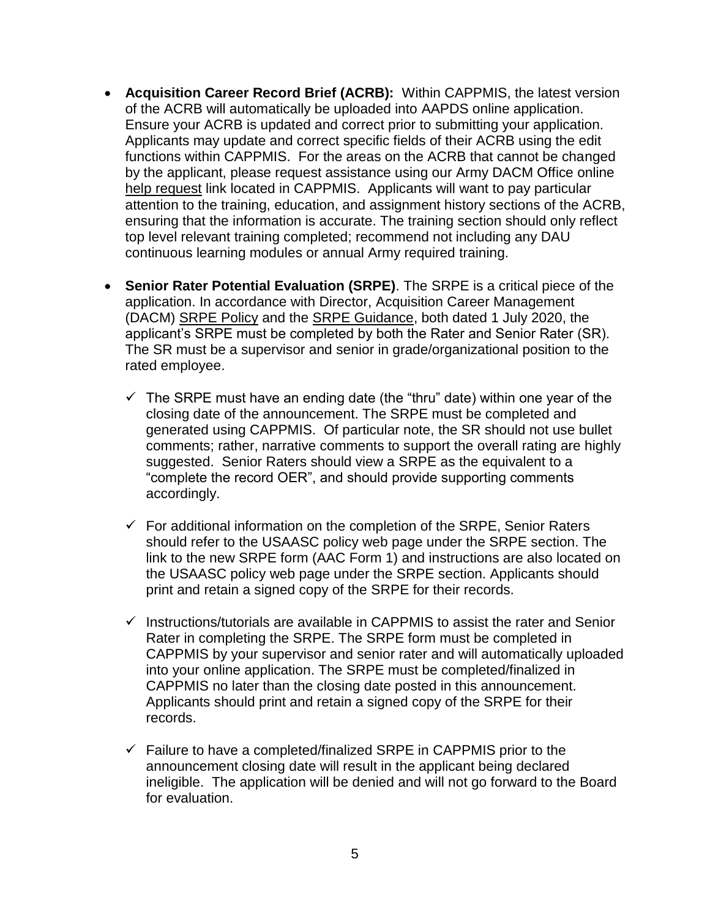- **Acquisition Career Record Brief (ACRB):** Within CAPPMIS, the latest version of the ACRB will automatically be uploaded into AAPDS online application. Ensure your ACRB is updated and correct prior to submitting your application. Applicants may update and correct specific fields of their ACRB using the edit functions within CAPPMIS. For the areas on the ACRB that cannot be changed by the applicant, please request assistance using our Army DACM Office online help request link located in CAPPMIS. Applicants will want to pay particular attention to the training, education, and assignment history sections of the ACRB, ensuring that the information is accurate. The training section should only reflect top level relevant training completed; recommend not including any DAU continuous learning modules or annual Army required training.

- **Senior Rater Potential Evaluation (SRPE)**. The SRPE is a critical piece of the application. In accordance with Director, Acquisition Career Management (DACM) SRPE Policy and the SRPE Guidance, both dated 1 July 2020, the applicant's SRPE must be completed by both the Rater and Senior Rater (SR). The SR must be a supervisor and senior in grade/organizational position to the rated employee.

  - ✓ The SRPE must have an ending date (the "thru" date) within one year of the closing date of the announcement. The SRPE must be completed and generated using CAPPMIS. Of particular note, the SR should not use bullet comments; rather, narrative comments to support the overall rating are highly suggested. Senior Raters should view a SRPE as the equivalent to a "complete the record OER", and should provide supporting comments accordingly.

  - ✓ For additional information on the completion of the SRPE, Senior Raters should refer to the USAASC policy web page under the SRPE section. The link to the new SRPE form (AAC Form 1) and instructions are also located on the USAASC policy web page under the SRPE section. Applicants should print and retain a signed copy of the SRPE for their records.

  - ✓ Instructions/tutorials are available in CAPPMIS to assist the rater and Senior Rater in completing the SRPE. The SRPE form must be completed in CAPPMIS by your supervisor and senior rater and will automatically uploaded into your online application. The SRPE must be completed/finalized in CAPPMIS no later than the closing date posted in this announcement. Applicants should print and retain a signed copy of the SRPE for their records.

  - ✓ Failure to have a completed/finalized SRPE in CAPPMIS prior to the announcement closing date will result in the applicant being declared ineligible. The application will be denied and will not go forward to the Board for evaluation.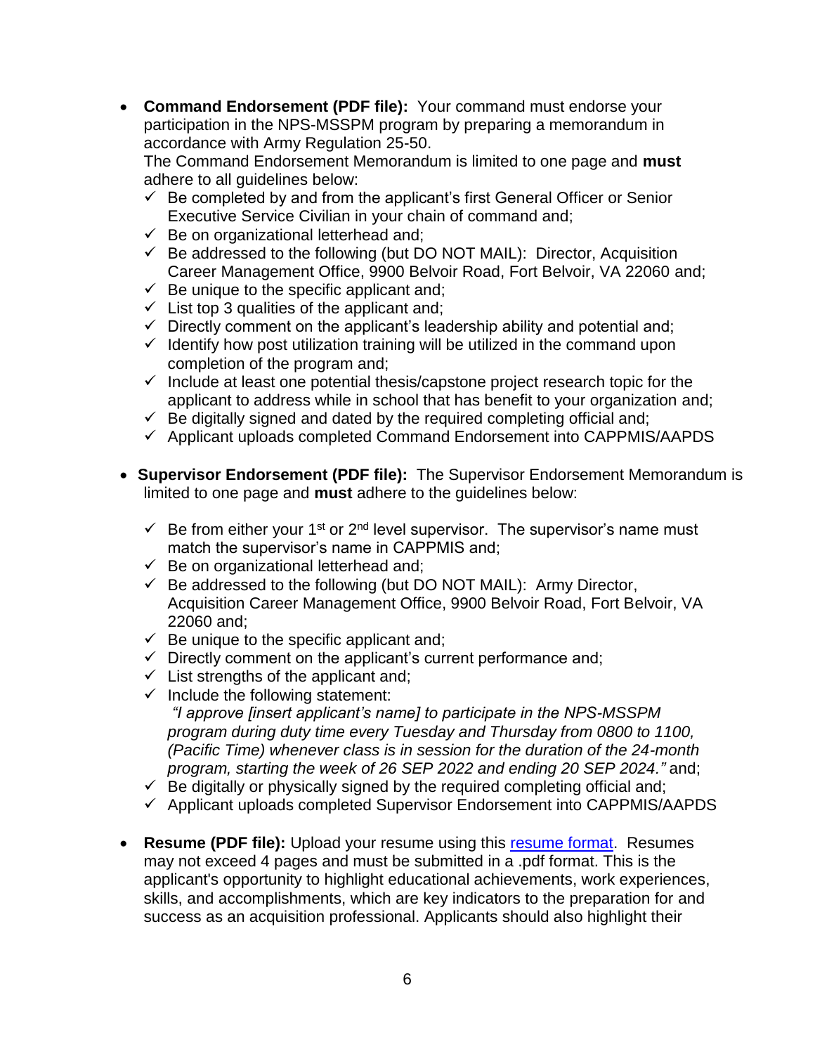- **Command Endorsement (PDF file):** Your command must endorse your participation in the NPS-MSSPM program by preparing a memorandum in accordance with Army Regulation 25-50.
  The Command Endorsement Memorandum is limited to one page and **must** adhere to all guidelines below:
  - ✓ Be completed by and from the applicant's first General Officer or Senior Executive Service Civilian in your chain of command and;
  - ✓ Be on organizational letterhead and;
  - ✓ Be addressed to the following (but DO NOT MAIL): Director, Acquisition Career Management Office, 9900 Belvoir Road, Fort Belvoir, VA 22060 and;
  - ✓ Be unique to the specific applicant and;
  - ✓ List top 3 qualities of the applicant and;
  - ✓ Directly comment on the applicant's leadership ability and potential and;
  - ✓ Identify how post utilization training will be utilized in the command upon completion of the program and;
  - ✓ Include at least one potential thesis/capstone project research topic for the applicant to address while in school that has benefit to your organization and;
  - ✓ Be digitally signed and dated by the required completing official and;
  - ✓ Applicant uploads completed Command Endorsement into CAPPMIS/AAPDS

- **Supervisor Endorsement (PDF file):** The Supervisor Endorsement Memorandum is limited to one page and **must** adhere to the guidelines below:
  - ✓ Be from either your 1st or 2nd level supervisor. The supervisor's name must match the supervisor's name in CAPPMIS and;
  - ✓ Be on organizational letterhead and;
  - ✓ Be addressed to the following (but DO NOT MAIL): Army Director, Acquisition Career Management Office, 9900 Belvoir Road, Fort Belvoir, VA 22060 and;
  - ✓ Be unique to the specific applicant and;
  - ✓ Directly comment on the applicant's current performance and;
  - ✓ List strengths of the applicant and;
  - ✓ Include the following statement:
    *"I approve [insert applicant's name] to participate in the NPS-MSSPM program during duty time every Tuesday and Thursday from 0800 to 1100, (Pacific Time) whenever class is in session for the duration of the 24-month program, starting the week of 26 SEP 2022 and ending 20 SEP 2024."* and;
  - ✓ Be digitally or physically signed by the required completing official and;
  - ✓ Applicant uploads completed Supervisor Endorsement into CAPPMIS/AAPDS

- **Resume (PDF file):** Upload your resume using this resume format. Resumes may not exceed 4 pages and must be submitted in a .pdf format. This is the applicant's opportunity to highlight educational achievements, work experiences, skills, and accomplishments, which are key indicators to the preparation for and success as an acquisition professional. Applicants should also highlight their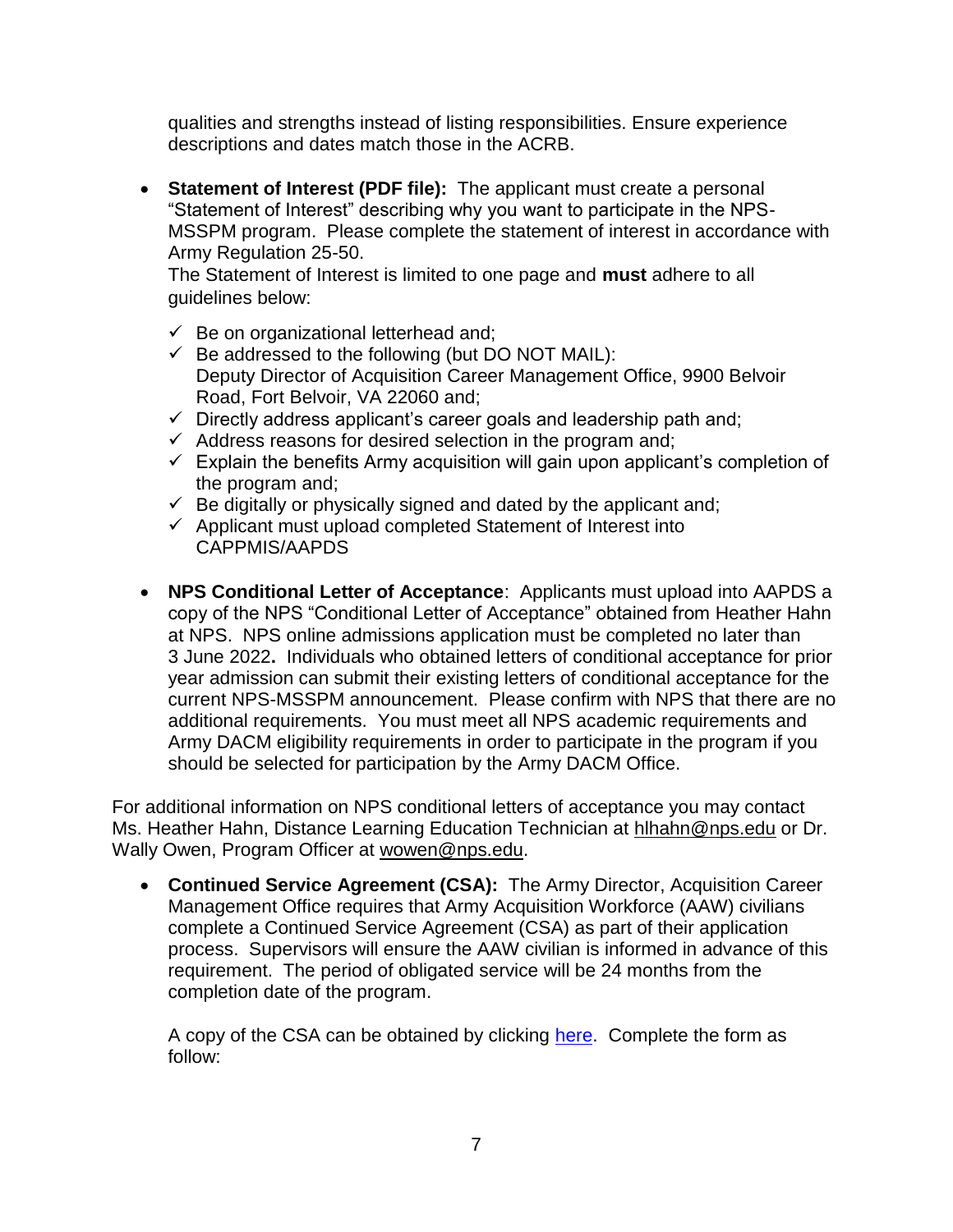qualities and strengths instead of listing responsibilities. Ensure experience descriptions and dates match those in the ACRB.

- **Statement of Interest (PDF file):** The applicant must create a personal "Statement of Interest" describing why you want to participate in the NPS-MSSPM program. Please complete the statement of interest in accordance with Army Regulation 25-50.
  
  The Statement of Interest is limited to one page and **must** adhere to all guidelines below:
  
  - ✓ Be on organizational letterhead and;
  - ✓ Be addressed to the following (but DO NOT MAIL): Deputy Director of Acquisition Career Management Office, 9900 Belvoir Road, Fort Belvoir, VA 22060 and;
  - ✓ Directly address applicant's career goals and leadership path and;
  - ✓ Address reasons for desired selection in the program and;
  - ✓ Explain the benefits Army acquisition will gain upon applicant's completion of the program and;
  - ✓ Be digitally or physically signed and dated by the applicant and;
  - ✓ Applicant must upload completed Statement of Interest into CAPPMIS/AAPDS

- **NPS Conditional Letter of Acceptance**: Applicants must upload into AAPDS a copy of the NPS "Conditional Letter of Acceptance" obtained from Heather Hahn at NPS. NPS online admissions application must be completed no later than 3 June 2022**.** Individuals who obtained letters of conditional acceptance for prior year admission can submit their existing letters of conditional acceptance for the current NPS-MSSPM announcement. Please confirm with NPS that there are no additional requirements. You must meet all NPS academic requirements and Army DACM eligibility requirements in order to participate in the program if you should be selected for participation by the Army DACM Office.

For additional information on NPS conditional letters of acceptance you may contact Ms. Heather Hahn, Distance Learning Education Technician at hlhahn@nps.edu or Dr. Wally Owen, Program Officer at wowen@nps.edu.

- **Continued Service Agreement (CSA):** The Army Director, Acquisition Career Management Office requires that Army Acquisition Workforce (AAW) civilians complete a Continued Service Agreement (CSA) as part of their application process. Supervisors will ensure the AAW civilian is informed in advance of this requirement. The period of obligated service will be 24 months from the completion date of the program.
  
  A copy of the CSA can be obtained by clicking here. Complete the form as follow: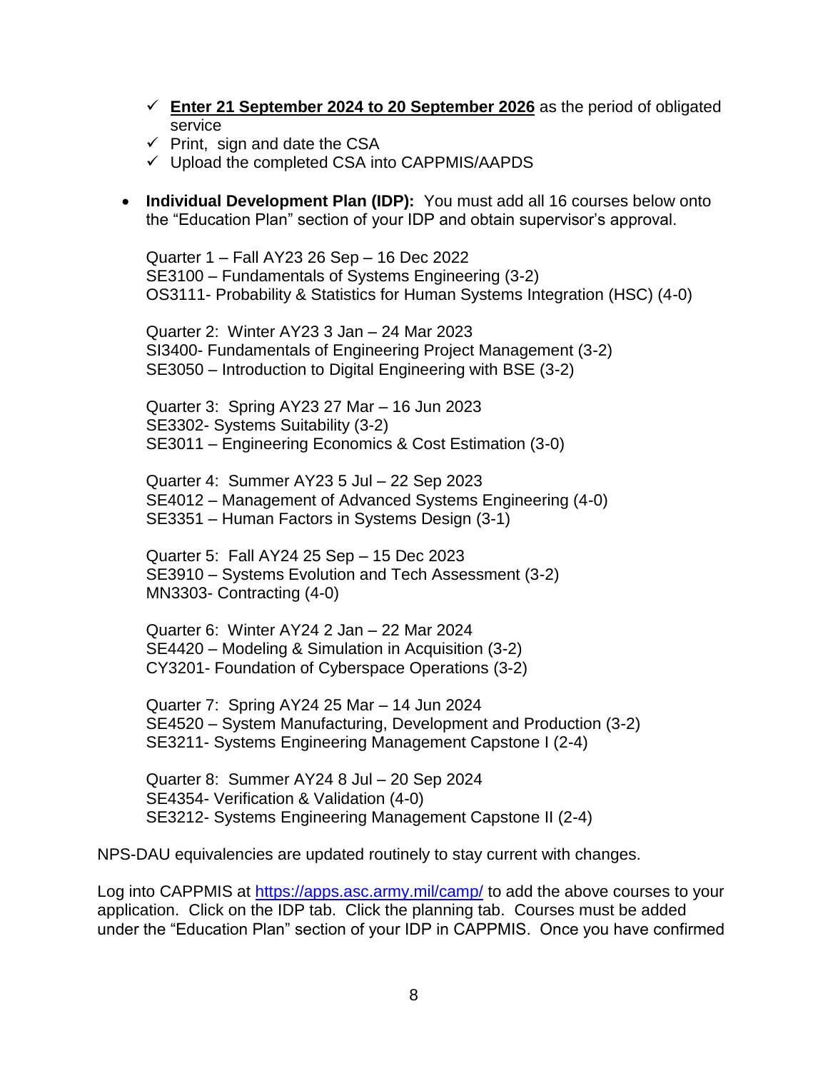- ✓ **Enter 21 September 2024 to 20 September 2026** as the period of obligated service
- ✓ Print, sign and date the CSA
- ✓ Upload the completed CSA into CAPPMIS/AAPDS

- **Individual Development Plan (IDP):** You must add all 16 courses below onto the "Education Plan" section of your IDP and obtain supervisor's approval.

  Quarter 1 – Fall AY23 26 Sep – 16 Dec 2022
  SE3100 – Fundamentals of Systems Engineering (3-2)
  OS3111- Probability & Statistics for Human Systems Integration (HSC) (4-0)

  Quarter 2: Winter AY23 3 Jan – 24 Mar 2023
  SI3400- Fundamentals of Engineering Project Management (3-2)
  SE3050 – Introduction to Digital Engineering with BSE (3-2)

  Quarter 3: Spring AY23 27 Mar – 16 Jun 2023
  SE3302- Systems Suitability (3-2)
  SE3011 – Engineering Economics & Cost Estimation (3-0)

  Quarter 4: Summer AY23 5 Jul – 22 Sep 2023
  SE4012 – Management of Advanced Systems Engineering (4-0)
  SE3351 – Human Factors in Systems Design (3-1)

  Quarter 5: Fall AY24 25 Sep – 15 Dec 2023
  SE3910 – Systems Evolution and Tech Assessment (3-2)
  MN3303- Contracting (4-0)

  Quarter 6: Winter AY24 2 Jan – 22 Mar 2024
  SE4420 – Modeling & Simulation in Acquisition (3-2)
  CY3201- Foundation of Cyberspace Operations (3-2)

  Quarter 7: Spring AY24 25 Mar – 14 Jun 2024
  SE4520 – System Manufacturing, Development and Production (3-2)
  SE3211- Systems Engineering Management Capstone I (2-4)

  Quarter 8: Summer AY24 8 Jul – 20 Sep 2024
  SE4354- Verification & Validation (4-0)
  SE3212- Systems Engineering Management Capstone II (2-4)

NPS-DAU equivalencies are updated routinely to stay current with changes.

Log into CAPPMIS at https://apps.asc.army.mil/camp/ to add the above courses to your application. Click on the IDP tab. Click the planning tab. Courses must be added under the "Education Plan" section of your IDP in CAPPMIS. Once you have confirmed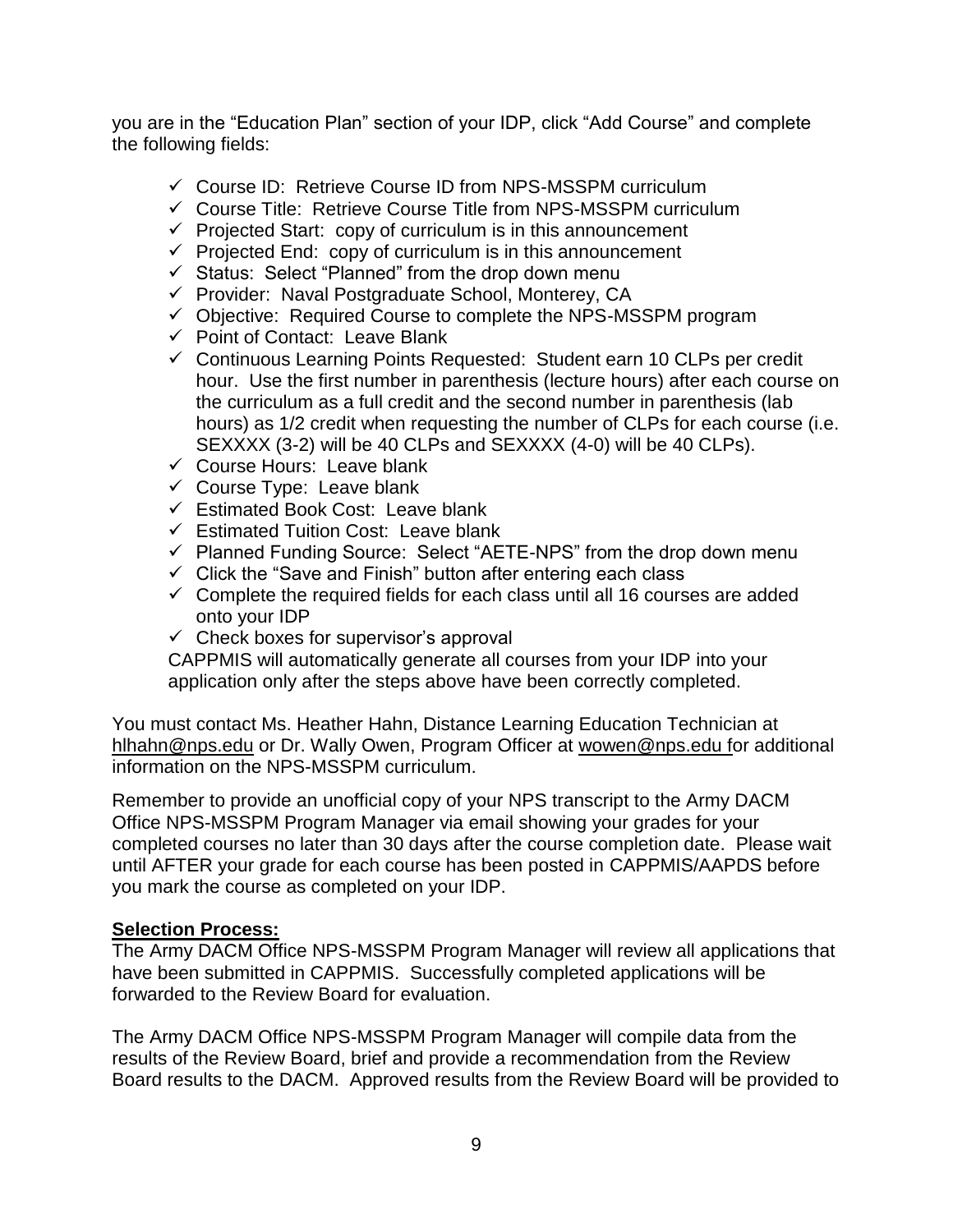you are in the “Education Plan” section of your IDP, click “Add Course” and complete the following fields:

- ✓ Course ID: Retrieve Course ID from NPS-MSSPM curriculum
- ✓ Course Title: Retrieve Course Title from NPS-MSSPM curriculum
- ✓ Projected Start: copy of curriculum is in this announcement
- ✓ Projected End: copy of curriculum is in this announcement
- ✓ Status: Select “Planned” from the drop down menu
- ✓ Provider: Naval Postgraduate School, Monterey, CA
- ✓ Objective: Required Course to complete the NPS-MSSPM program
- ✓ Point of Contact: Leave Blank
- ✓ Continuous Learning Points Requested: Student earn 10 CLPs per credit hour. Use the first number in parenthesis (lecture hours) after each course on the curriculum as a full credit and the second number in parenthesis (lab hours) as 1/2 credit when requesting the number of CLPs for each course (i.e. SEXXXX (3-2) will be 40 CLPs and SEXXXX (4-0) will be 40 CLPs).
- ✓ Course Hours: Leave blank
- ✓ Course Type: Leave blank
- ✓ Estimated Book Cost: Leave blank
- ✓ Estimated Tuition Cost: Leave blank
- ✓ Planned Funding Source: Select “AETE-NPS” from the drop down menu
- ✓ Click the “Save and Finish” button after entering each class
- ✓ Complete the required fields for each class until all 16 courses are added onto your IDP
- ✓ Check boxes for supervisor’s approval

  CAPPMIS will automatically generate all courses from your IDP into your application only after the steps above have been correctly completed.

You must contact Ms. Heather Hahn, Distance Learning Education Technician at hlhahn@nps.edu or Dr. Wally Owen, Program Officer at wowen@nps.edu for additional information on the NPS-MSSPM curriculum.

Remember to provide an unofficial copy of your NPS transcript to the Army DACM Office NPS-MSSPM Program Manager via email showing your grades for your completed courses no later than 30 days after the course completion date. Please wait until AFTER your grade for each course has been posted in CAPPMIS/AAPDS before you mark the course as completed on your IDP.

**Selection Process:**

The Army DACM Office NPS-MSSPM Program Manager will review all applications that have been submitted in CAPPMIS. Successfully completed applications will be forwarded to the Review Board for evaluation.

The Army DACM Office NPS-MSSPM Program Manager will compile data from the results of the Review Board, brief and provide a recommendation from the Review Board results to the DACM. Approved results from the Review Board will be provided to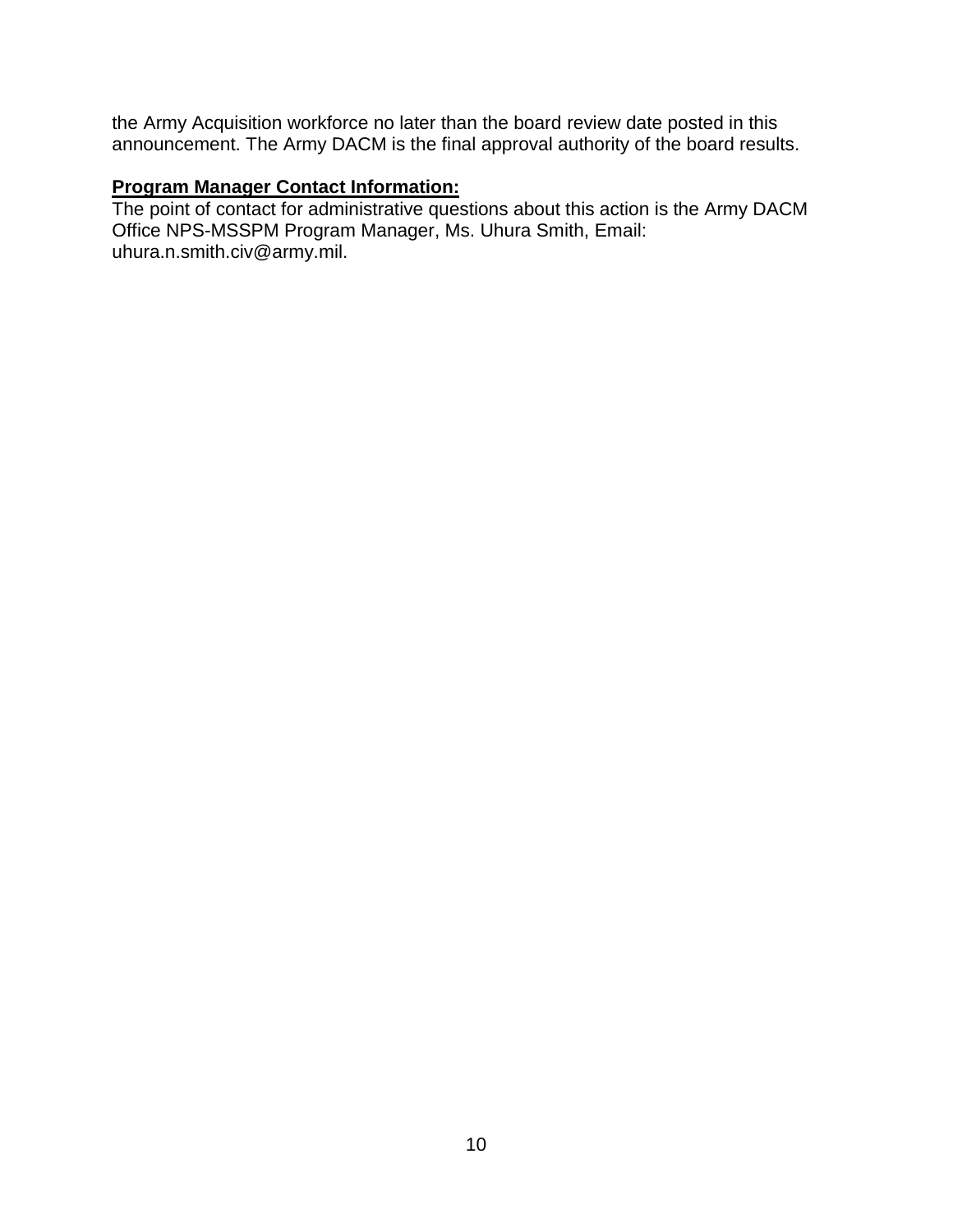the Army Acquisition workforce no later than the board review date posted in this announcement. The Army DACM is the final approval authority of the board results.

**Program Manager Contact Information:**

The point of contact for administrative questions about this action is the Army DACM Office NPS-MSSPM Program Manager, Ms. Uhura Smith, Email: uhura.n.smith.civ@army.mil.